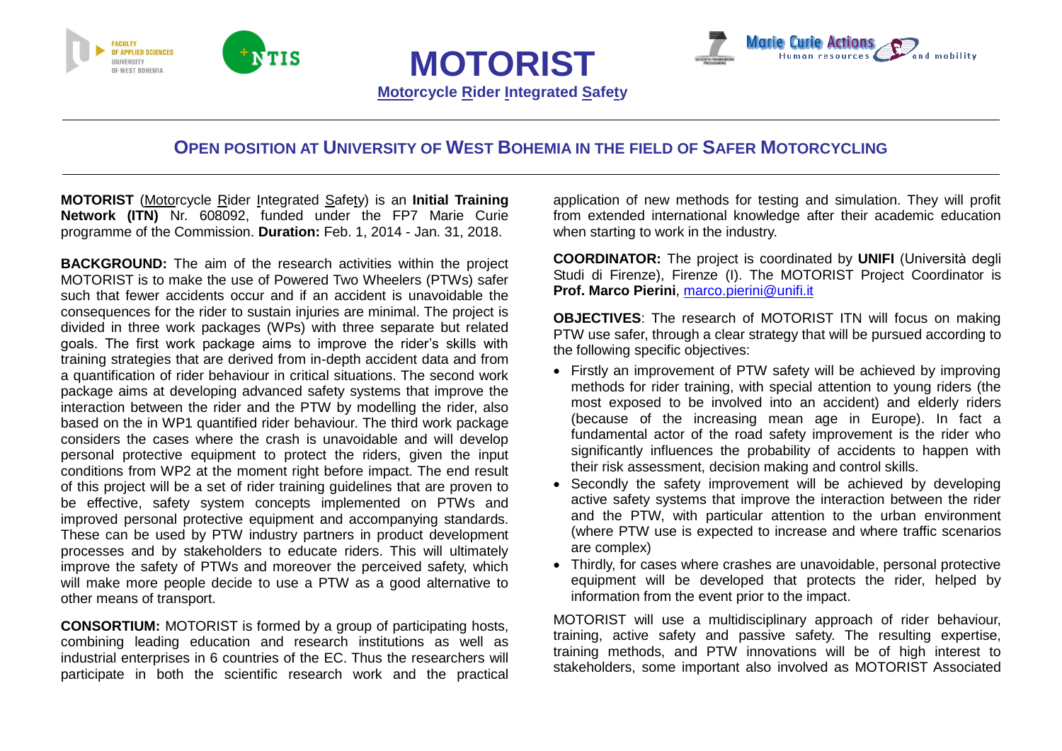# MOTORIST

**Motorcycle Rider Integrated Safety**

## OPEN POSITION AT UNIVERSITY OF WEST BOHEMIA IN THE FIELD OF SAFER MOTORCYCLING

**MOTORIST** (Motorcycle Rider Integrated Safety) is an **Initial Training Network (ITN)** Nr. 608092, funded under the FP7 Marie Curie programme of the Commission. **Duration:** Feb. 1, 2014 - Jan. 31, 2018.

**BACKGROUND:** The aim of the research activities within the project MOTORIST is to make the use of Powered Two Wheelers (PTWs) safer such that fewer accidents occur and if an accident is unavoidable the consequences for the rider to sustain injuries are minimal. The project is divided in three work packages (WPs) with three separate but related goals. The first work package aims to improve the rider's skills with training strategies that are derived from in-depth accident data and from a quantification of rider behaviour in critical situations. The second work package aims at developing advanced safety systems that improve the interaction between the rider and the PTW by modelling the rider, also based on the in WP1 quantified rider behaviour. The third work package considers the cases where the crash is unavoidable and will develop personal protective equipment to protect the riders, given the input conditions from WP2 at the moment right before impact. The end result of this project will be a set of rider training guidelines that are proven to be effective, safety system concepts implemented on PTWs and improved personal protective equipment and accompanying standards. These can be used by PTW industry partners in product development processes and by stakeholders to educate riders. This will ultimately improve the safety of PTWs and moreover the perceived safety, which will make more people decide to use a PTW as a good alternative to other means of transport.

**CONSORTIUM:** MOTORIST is formed by a group of participating hosts, combining leading education and research institutions as well as industrial enterprises in 6 countries of the EC. Thus the researchers will participate in both the scientific research work and the practical application of new methods for testing and simulation. They will profit from extended international knowledge after their academic education when starting to work in the industry.

**COORDINATOR:** The project is coordinated by **UNIFI** (Università degli Studi di Firenze), Firenze (I). The MOTORIST Project Coordinator is **Prof. Marco Pierini**, marco.pierini@unifi.it

**OBJECTIVES**: The research of MOTORIST ITN will focus on making PTW use safer, through a clear strategy that will be pursued according to the following specific objectives:

- Firstly an improvement of PTW safety will be achieved by improving methods for rider training, with special attention to young riders (the most exposed to be involved into an accident) and elderly riders (because of the increasing mean age in Europe). In fact a fundamental actor of the road safety improvement is the rider who significantly influences the probability of accidents to happen with their risk assessment, decision making and control skills.
- Secondly the safety improvement will be achieved by developing active safety systems that improve the interaction between the rider and the PTW, with particular attention to the urban environment (where PTW use is expected to increase and where traffic scenarios are complex)
- Thirdly, for cases where crashes are unavoidable, personal protective equipment will be developed that protects the rider, helped by information from the event prior to the impact.

MOTORIST will use a multidisciplinary approach of rider behaviour, training, active safety and passive safety. The resulting expertise, training methods, and PTW innovations will be of high interest to stakeholders, some important also involved as MOTORIST Associated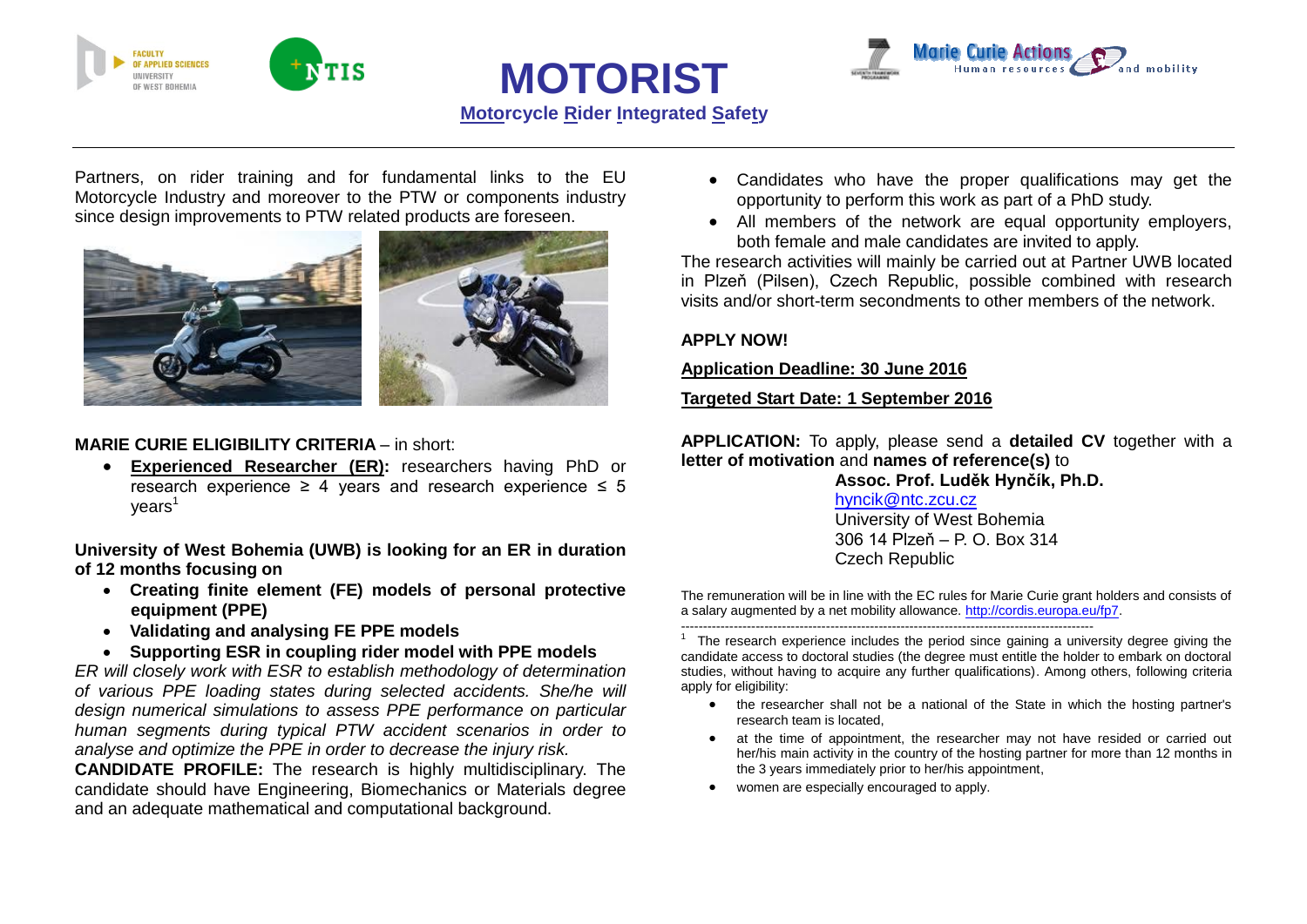Partners, on rider training and for fundamental links to the EU Motorcycle Industry and moreover to the PTW or components industry since design improvements to PTW related products are foreseen.

**MARIE CURIE ELIGIBILITY CRITERIA** – in short:

- **Experienced Researcher (ER):** researchers having PhD or research experience ≥ 4 years and research experience ≤ 5 years[1]

**University of West Bohemia (UWB) is looking for an ER in duration of 12 months focusing on**

- **Creating finite element (FE) models of personal protective equipment (PPE)**
- **Validating and analysing FE PPE models**
- **Supporting ESR in coupling rider model with PPE models**

*ER will closely work with ESR to establish methodology of determination of various PPE loading states during selected accidents. She/he will design numerical simulations to assess PPE performance on particular human segments during typical PTW accident scenarios in order to analyse and optimize the PPE in order to decrease the injury risk.*

**CANDIDATE PROFILE:** The research is highly multidisciplinary. The candidate should have Engineering, Biomechanics or Materials degree and an adequate mathematical and computational background.

- Candidates who have the proper qualifications may get the opportunity to perform this work as part of a PhD study.
- All members of the network are equal opportunity employers, both female and male candidates are invited to apply.

The research activities will mainly be carried out at Partner UWB located in Plzeň (Pilsen), Czech Republic, possible combined with research visits and/or short-term secondments to other members of the network.

**APPLY NOW!**

**Application Deadline: 30 June 2016**

**Targeted Start Date: 1 September 2016**

**APPLICATION:** To apply, please send a **detailed CV** together with a **letter of motivation** and **names of reference(s)** to

**Assoc. Prof. Luděk Hynčík, Ph.D.**
hyncik@ntc.zcu.cz
University of West Bohemia
306 14 Plzeň – P. O. Box 314
Czech Republic

The remuneration will be in line with the EC rules for Marie Curie grant holders and consists of a salary augmented by a net mobility allowance. http://cordis.europa.eu/fp7.

---

[1] The research experience includes the period since gaining a university degree giving the candidate access to doctoral studies (the degree must entitle the holder to embark on doctoral studies, without having to acquire any further qualifications). Among others, following criteria apply for eligibility:

- the researcher shall not be a national of the State in which the hosting partner's research team is located,
- at the time of appointment, the researcher may not have resided or carried out her/his main activity in the country of the hosting partner for more than 12 months in the 3 years immediately prior to her/his appointment,
- women are especially encouraged to apply.